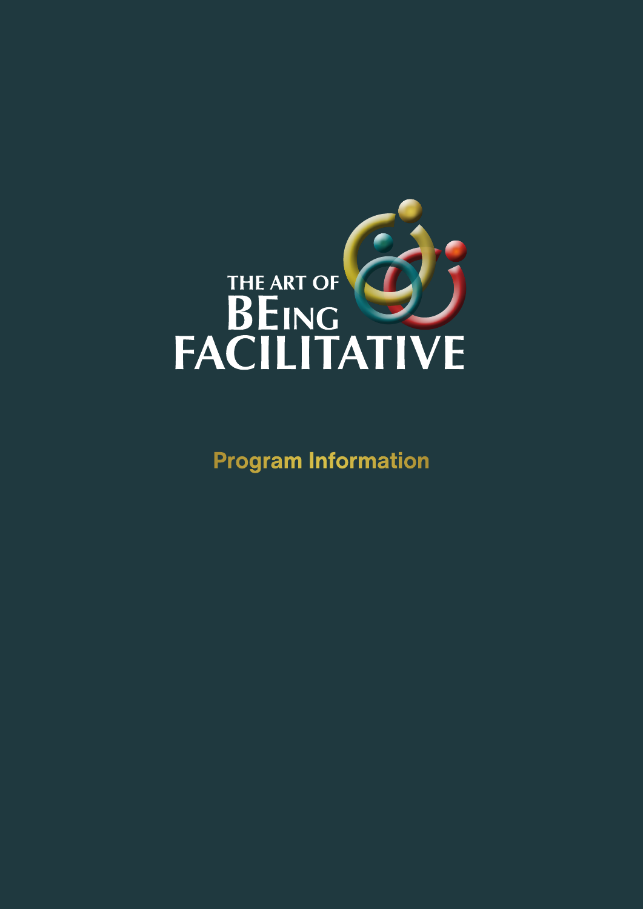# THE ART OF BEING FACILITATIVE

## Program Information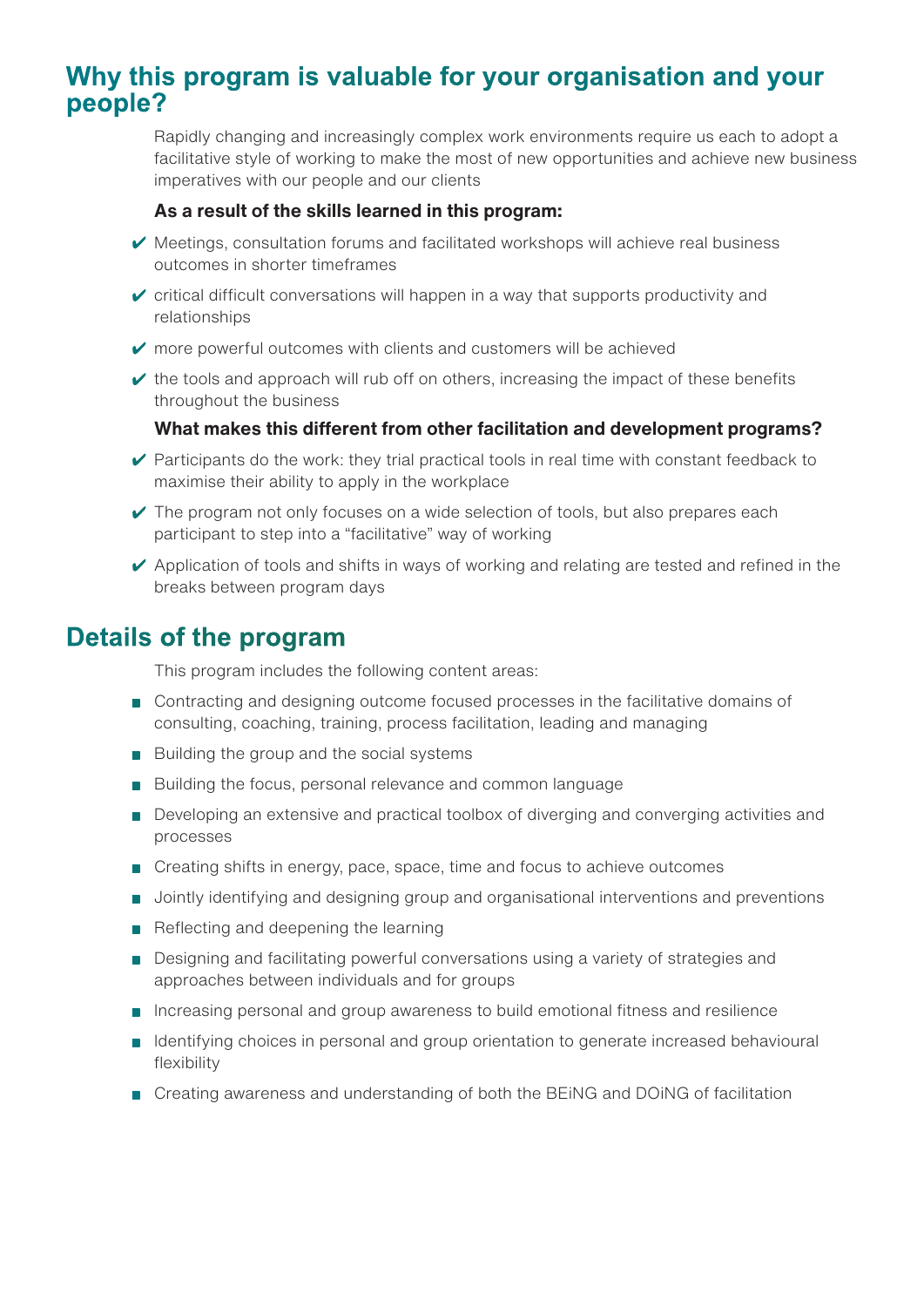## Why this program is valuable for your organisation and your people?

Rapidly changing and increasingly complex work environments require us each to adopt a facilitative style of working to make the most of new opportunities and achieve new business imperatives with our people and our clients

**As a result of the skills learned in this program:**

- ✔ Meetings, consultation forums and facilitated workshops will achieve real business outcomes in shorter timeframes
- ✔ critical difficult conversations will happen in a way that supports productivity and relationships
- ✔ more powerful outcomes with clients and customers will be achieved
- ✔ the tools and approach will rub off on others, increasing the impact of these benefits throughout the business

**What makes this different from other facilitation and development programs?**

- ✔ Participants do the work: they trial practical tools in real time with constant feedback to maximise their ability to apply in the workplace
- ✔ The program not only focuses on a wide selection of tools, but also prepares each participant to step into a "facilitative" way of working
- ✔ Application of tools and shifts in ways of working and relating are tested and refined in the breaks between program days

## Details of the program

This program includes the following content areas:

- Contracting and designing outcome focused processes in the facilitative domains of consulting, coaching, training, process facilitation, leading and managing
- Building the group and the social systems
- Building the focus, personal relevance and common language
- Developing an extensive and practical toolbox of diverging and converging activities and processes
- Creating shifts in energy, pace, space, time and focus to achieve outcomes
- Jointly identifying and designing group and organisational interventions and preventions
- Reflecting and deepening the learning
- Designing and facilitating powerful conversations using a variety of strategies and approaches between individuals and for groups
- Increasing personal and group awareness to build emotional fitness and resilience
- Identifying choices in personal and group orientation to generate increased behavioural flexibility
- Creating awareness and understanding of both the BEiNG and DOiNG of facilitation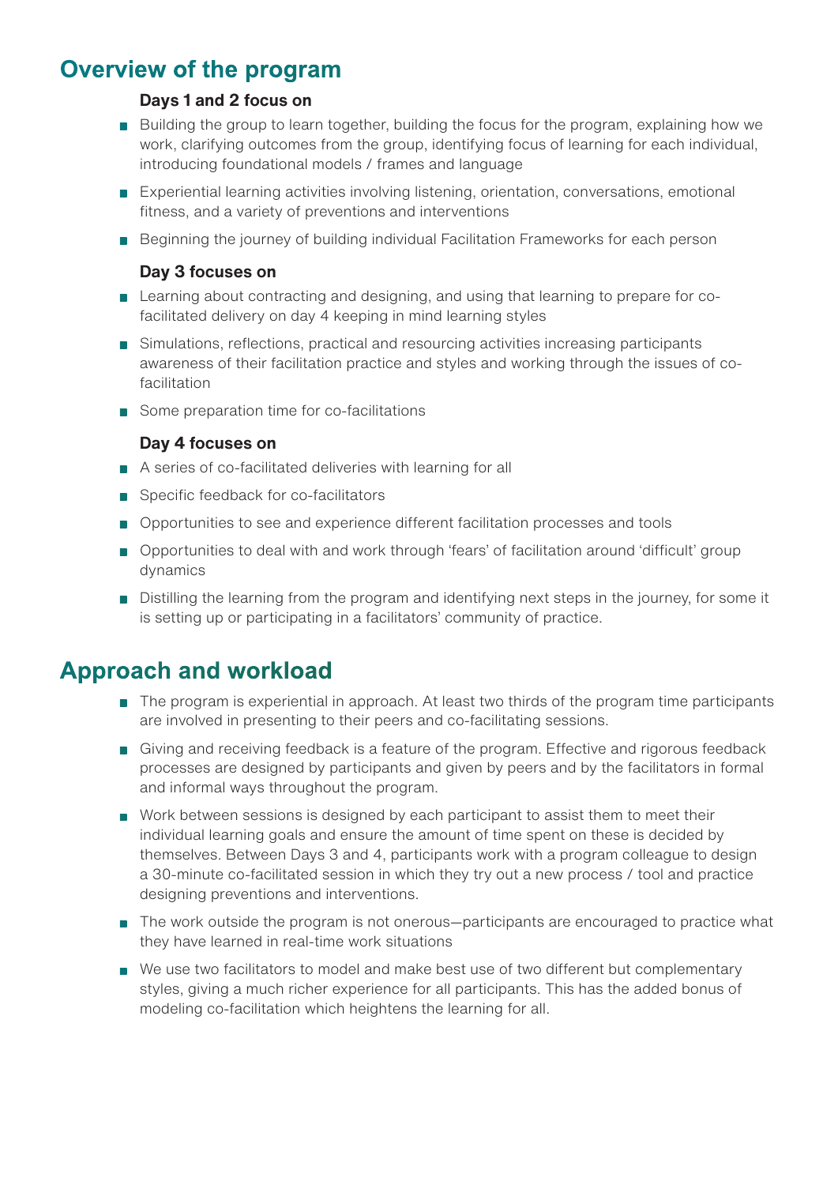## Overview of the program

### Days 1 and 2 focus on

- Building the group to learn together, building the focus for the program, explaining how we work, clarifying outcomes from the group, identifying focus of learning for each individual, introducing foundational models / frames and language
- Experiential learning activities involving listening, orientation, conversations, emotional fitness, and a variety of preventions and interventions
- Beginning the journey of building individual Facilitation Frameworks for each person

### Day 3 focuses on

- Learning about contracting and designing, and using that learning to prepare for co-facilitated delivery on day 4 keeping in mind learning styles
- Simulations, reflections, practical and resourcing activities increasing participants awareness of their facilitation practice and styles and working through the issues of co-facilitation
- Some preparation time for co-facilitations

### Day 4 focuses on

- A series of co-facilitated deliveries with learning for all
- Specific feedback for co-facilitators
- Opportunities to see and experience different facilitation processes and tools
- Opportunities to deal with and work through 'fears' of facilitation around 'difficult' group dynamics
- Distilling the learning from the program and identifying next steps in the journey, for some it is setting up or participating in a facilitators' community of practice.

## Approach and workload

- The program is experiential in approach. At least two thirds of the program time participants are involved in presenting to their peers and co-facilitating sessions.
- Giving and receiving feedback is a feature of the program. Effective and rigorous feedback processes are designed by participants and given by peers and by the facilitators in formal and informal ways throughout the program.
- Work between sessions is designed by each participant to assist them to meet their individual learning goals and ensure the amount of time spent on these is decided by themselves. Between Days 3 and 4, participants work with a program colleague to design a 30-minute co-facilitated session in which they try out a new process / tool and practice designing preventions and interventions.
- The work outside the program is not onerous—participants are encouraged to practice what they have learned in real-time work situations
- We use two facilitators to model and make best use of two different but complementary styles, giving a much richer experience for all participants. This has the added bonus of modeling co-facilitation which heightens the learning for all.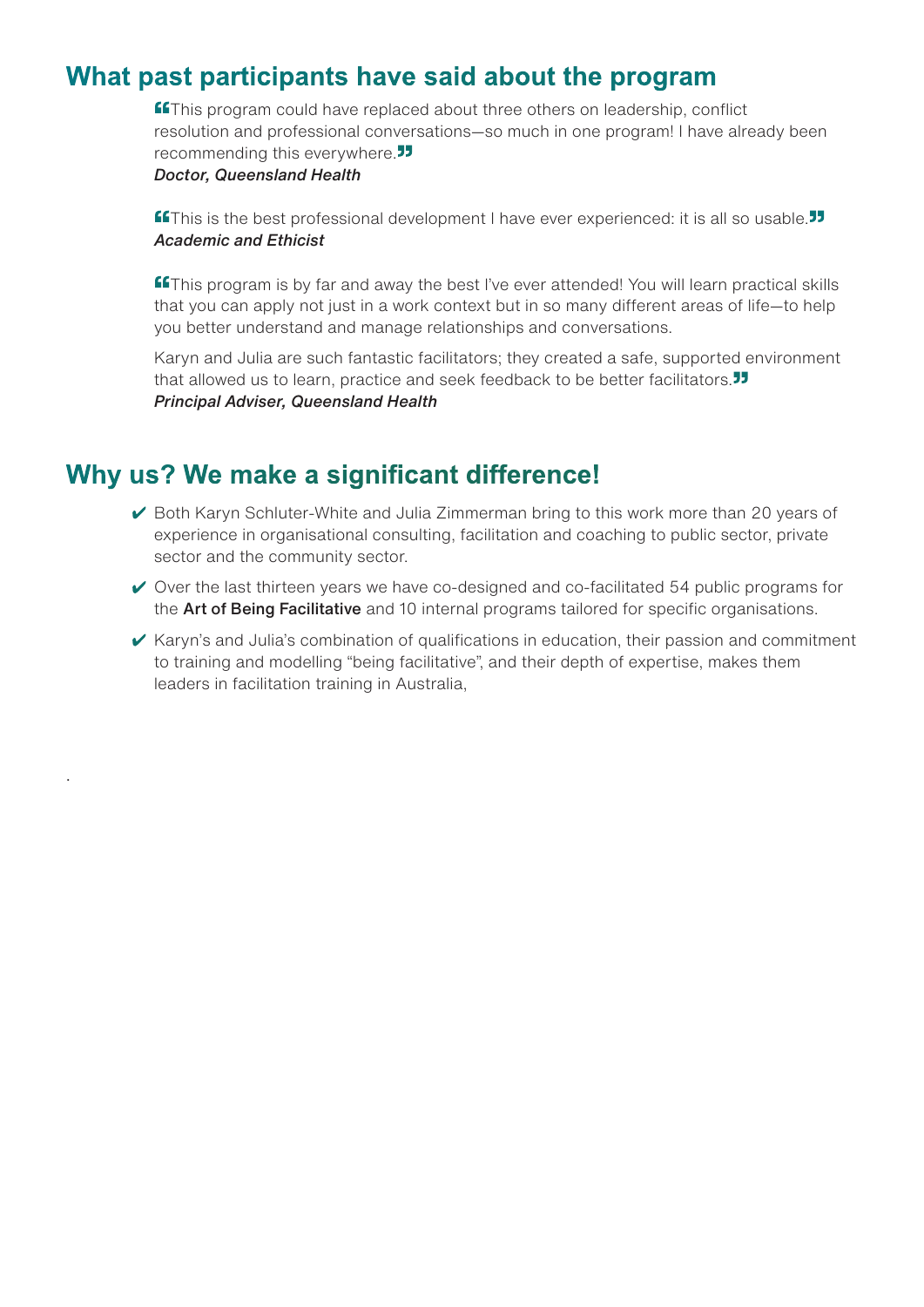## What past participants have said about the program

"This program could have replaced about three others on leadership, conflict resolution and professional conversations—so much in one program! I have already been recommending this everywhere."
***Doctor, Queensland Health***

"This is the best professional development I have ever experienced: it is all so usable."
***Academic and Ethicist***

"This program is by far and away the best I've ever attended! You will learn practical skills that you can apply not just in a work context but in so many different areas of life—to help you better understand and manage relationships and conversations.

Karyn and Julia are such fantastic facilitators; they created a safe, supported environment that allowed us to learn, practice and seek feedback to be better facilitators."
***Principal Adviser, Queensland Health***

## Why us? We make a significant difference!

- ✔ Both Karyn Schluter-White and Julia Zimmerman bring to this work more than 20 years of experience in organisational consulting, facilitation and coaching to public sector, private sector and the community sector.
- ✔ Over the last thirteen years we have co-designed and co-facilitated 54 public programs for the **Art of Being Facilitative** and 10 internal programs tailored for specific organisations.
- ✔ Karyn's and Julia's combination of qualifications in education, their passion and commitment to training and modelling "being facilitative", and their depth of expertise, makes them leaders in facilitation training in Australia,

.